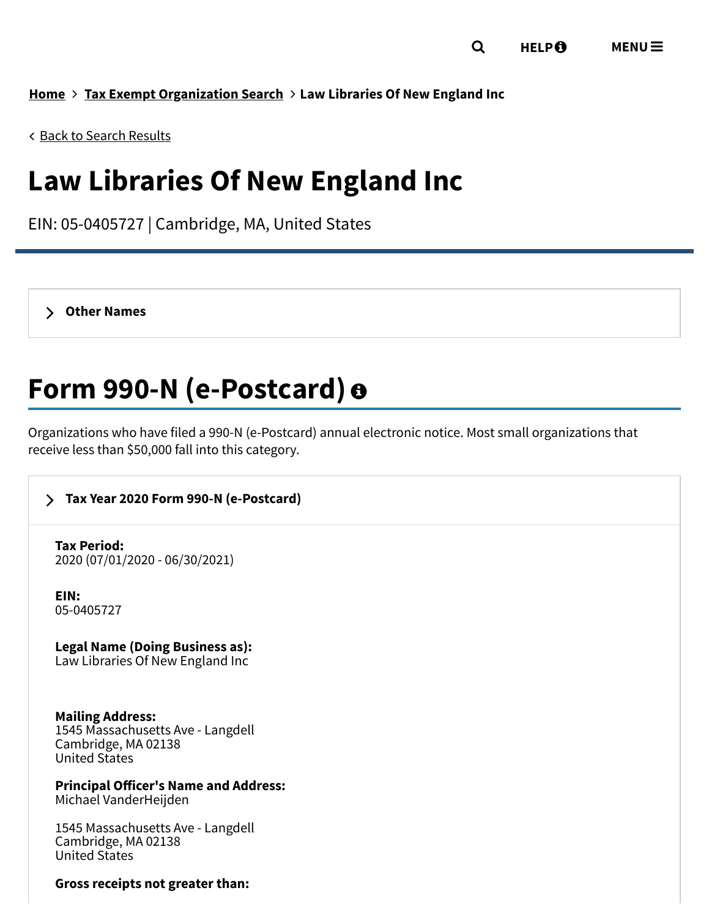Home > Tax Exempt Organization Search > Law Libraries Of New England Inc

< Back to Search Results

# Law Libraries Of New England Inc

EIN: 05-0405727 | Cambridge, MA, United States

> Other Names

# Form 990-N (e-Postcard)

Organizations who have filed a 990-N (e-Postcard) annual electronic notice. Most small organizations that receive less than $50,000 fall into this category.

> Tax Year 2020 Form 990-N (e-Postcard)

**Tax Period:**
2020 (07/01/2020 - 06/30/2021)

**EIN:**
05-0405727

**Legal Name (Doing Business as):**
Law Libraries Of New England Inc

**Mailing Address:**
1545 Massachusetts Ave - Langdell
Cambridge, MA 02138
United States

**Principal Officer's Name and Address:**
Michael VanderHeijden

1545 Massachusetts Ave - Langdell
Cambridge, MA 02138
United States

**Gross receipts not greater than:**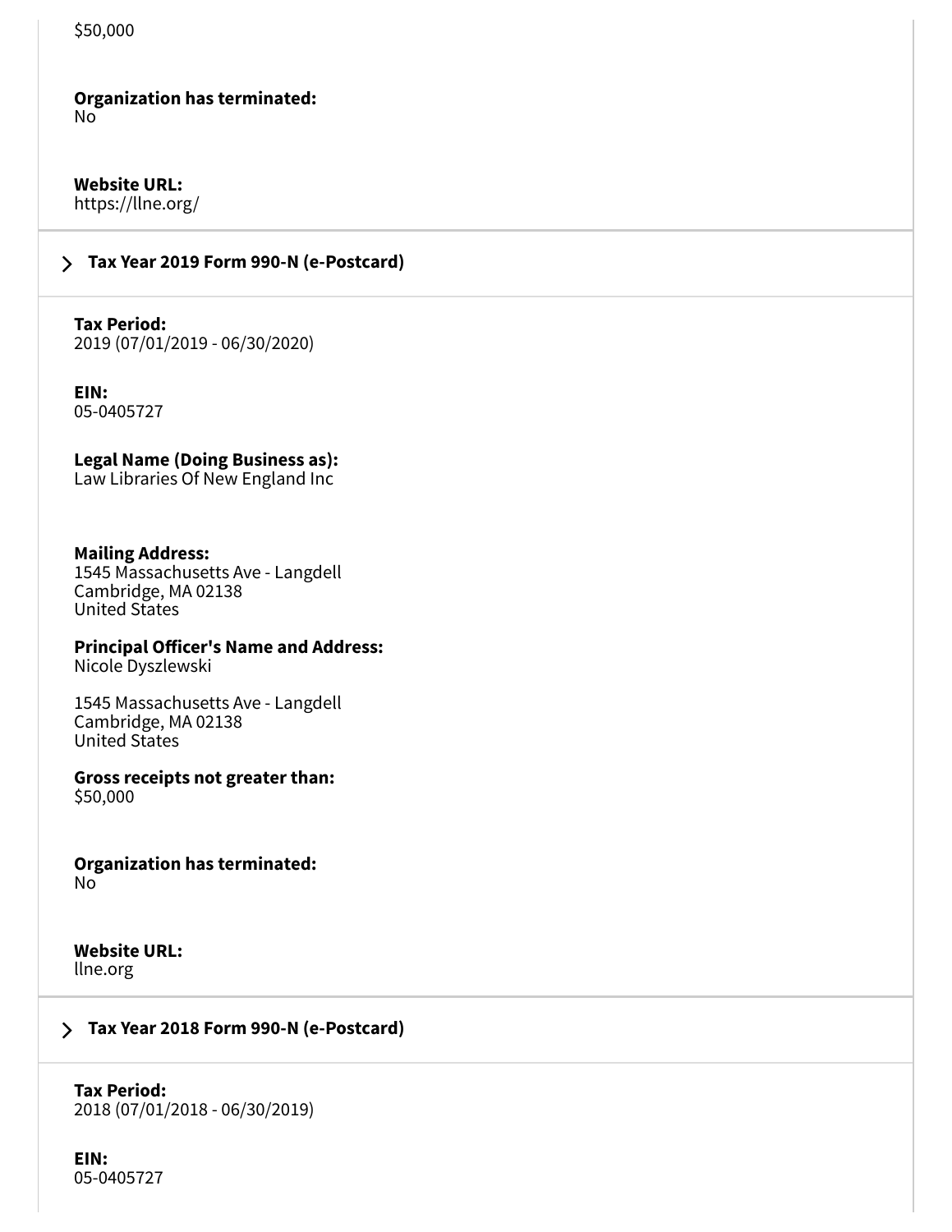$50,000

**Organization has terminated:**
No

**Website URL:**
https://llne.org/

## Tax Year 2019 Form 990-N (e-Postcard)

**Tax Period:**
2019 (07/01/2019 - 06/30/2020)

**EIN:**
05-0405727

**Legal Name (Doing Business as):**
Law Libraries Of New England Inc

**Mailing Address:**
1545 Massachusetts Ave - Langdell
Cambridge, MA 02138
United States

**Principal Officer's Name and Address:**
Nicole Dyszlewski

1545 Massachusetts Ave - Langdell
Cambridge, MA 02138
United States

**Gross receipts not greater than:**
$50,000

**Organization has terminated:**
No

**Website URL:**
llne.org

## Tax Year 2018 Form 990-N (e-Postcard)

**Tax Period:**
2018 (07/01/2018 - 06/30/2019)

**EIN:**
05-0405727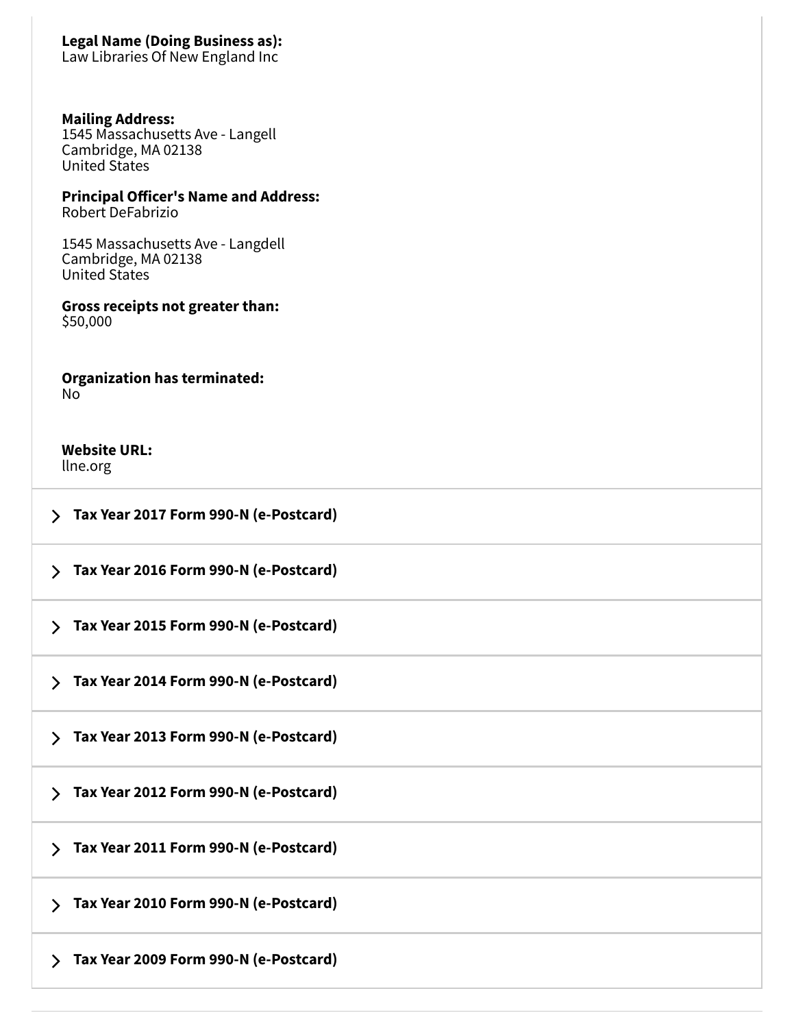**Legal Name (Doing Business as):**
Law Libraries Of New England Inc

**Mailing Address:**
1545 Massachusetts Ave - Langell
Cambridge, MA 02138
United States

**Principal Officer's Name and Address:**
Robert DeFabrizio

1545 Massachusetts Ave - Langdell
Cambridge, MA 02138
United States

**Gross receipts not greater than:**
$50,000

**Organization has terminated:**
No

**Website URL:**
llne.org

> **Tax Year 2017 Form 990-N (e-Postcard)**

> **Tax Year 2016 Form 990-N (e-Postcard)**

> **Tax Year 2015 Form 990-N (e-Postcard)**

> **Tax Year 2014 Form 990-N (e-Postcard)**

> **Tax Year 2013 Form 990-N (e-Postcard)**

> **Tax Year 2012 Form 990-N (e-Postcard)**

> **Tax Year 2011 Form 990-N (e-Postcard)**

> **Tax Year 2010 Form 990-N (e-Postcard)**

> **Tax Year 2009 Form 990-N (e-Postcard)**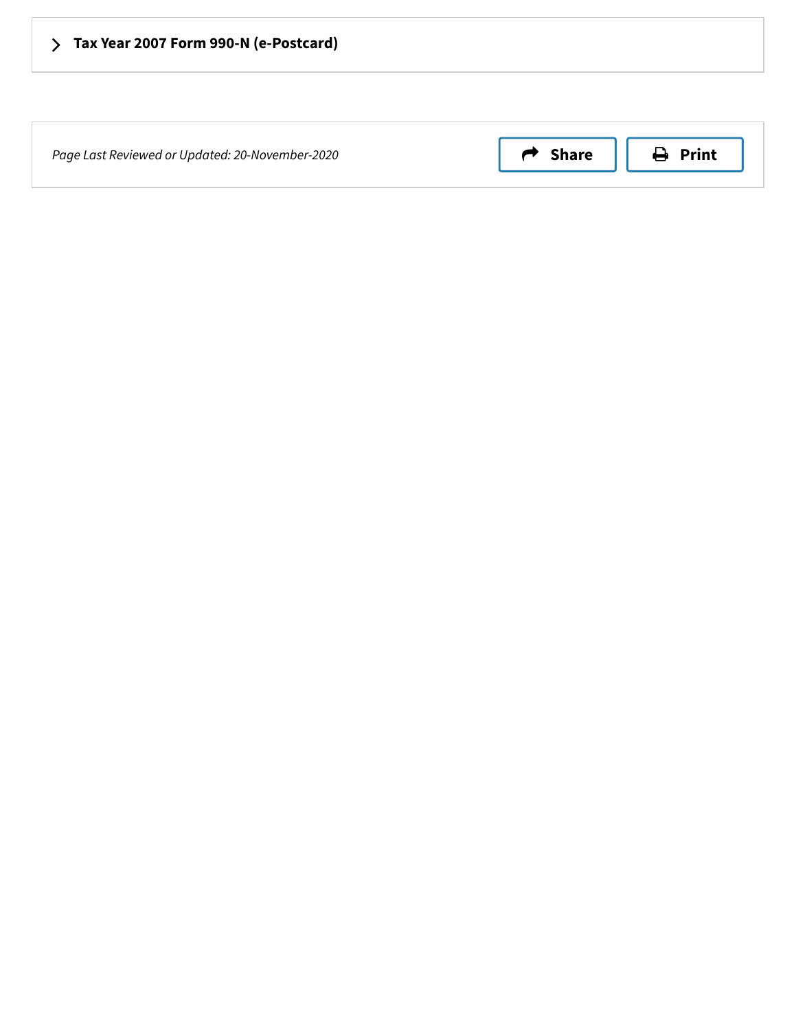> Tax Year 2007 Form 990-N (e-Postcard)

*Page Last Reviewed or Updated: 20-November-2020*

Share

Print